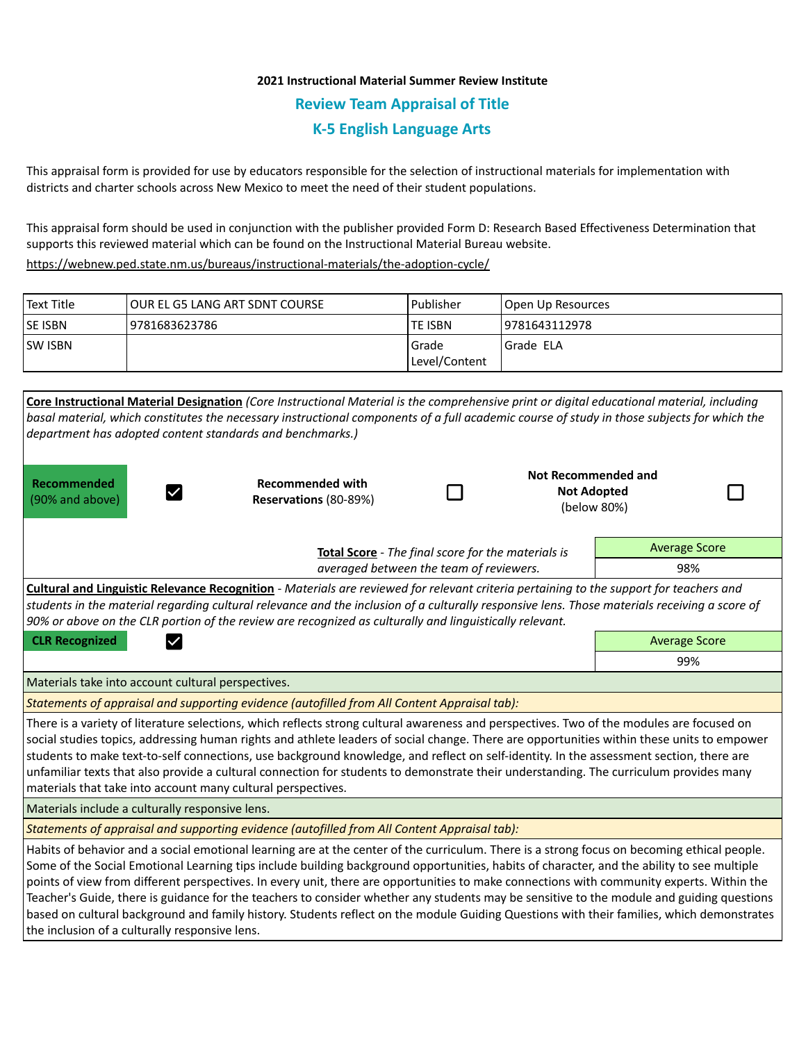**2021 Instructional Material Summer Review Institute**

## Review Team Appraisal of Title

## K-5 English Language Arts

This appraisal form is provided for use by educators responsible for the selection of instructional materials for implementation with districts and charter schools across New Mexico to meet the need of their student populations.

This appraisal form should be used in conjunction with the publisher provided Form D: Research Based Effectiveness Determination that supports this reviewed material which can be found on the Instructional Material Bureau website.

https://webnew.ped.state.nm.us/bureaus/instructional-materials/the-adoption-cycle/

| | | | |
|---|---|---|---|
| Text Title | OUR EL G5 LANG ART SDNT COURSE | Publisher | Open Up Resources |
| SE ISBN | 9781683623786 | TE ISBN | 9781643112978 |
| SW ISBN | | Grade Level/Content | Grade ELA |

**Core Instructional Material Designation** *(Core Instructional Material is the comprehensive print or digital educational material, including basal material, which constitutes the necessary instructional components of a full academic course of study in those subjects for which the department has adopted content standards and benchmarks.)*

| | | | | | |
|---|---|---|---|---|---|
| **Recommended** (90% and above) | ☑ | **Recommended with Reservations** (80-89%) | ☐ | **Not Recommended and Not Adopted** (below 80%) | ☐ |

**Total Score** - *The final score for the materials is averaged between the team of reviewers.*

| Average Score |
|---|
| 98% |

**Cultural and Linguistic Relevance Recognition** - *Materials are reviewed for relevant criteria pertaining to the support for teachers and students in the material regarding cultural relevance and the inclusion of a culturally responsive lens. Those materials receiving a score of 90% or above on the CLR portion of the review are recognized as culturally and linguistically relevant.*

**CLR Recognized** ☑

| Average Score |
|---|
| 99% |

Materials take into account cultural perspectives.

*Statements of appraisal and supporting evidence (autofilled from All Content Appraisal tab):*

There is a variety of literature selections, which reflects strong cultural awareness and perspectives. Two of the modules are focused on social studies topics, addressing human rights and athlete leaders of social change. There are opportunities within these units to empower students to make text-to-self connections, use background knowledge, and reflect on self-identity. In the assessment section, there are unfamiliar texts that also provide a cultural connection for students to demonstrate their understanding. The curriculum provides many materials that take into account many cultural perspectives.

Materials include a culturally responsive lens.

*Statements of appraisal and supporting evidence (autofilled from All Content Appraisal tab):*

Habits of behavior and a social emotional learning are at the center of the curriculum. There is a strong focus on becoming ethical people. Some of the Social Emotional Learning tips include building background opportunities, habits of character, and the ability to see multiple points of view from different perspectives. In every unit, there are opportunities to make connections with community experts. Within the Teacher's Guide, there is guidance for the teachers to consider whether any students may be sensitive to the module and guiding questions based on cultural background and family history. Students reflect on the module Guiding Questions with their families, which demonstrates the inclusion of a culturally responsive lens.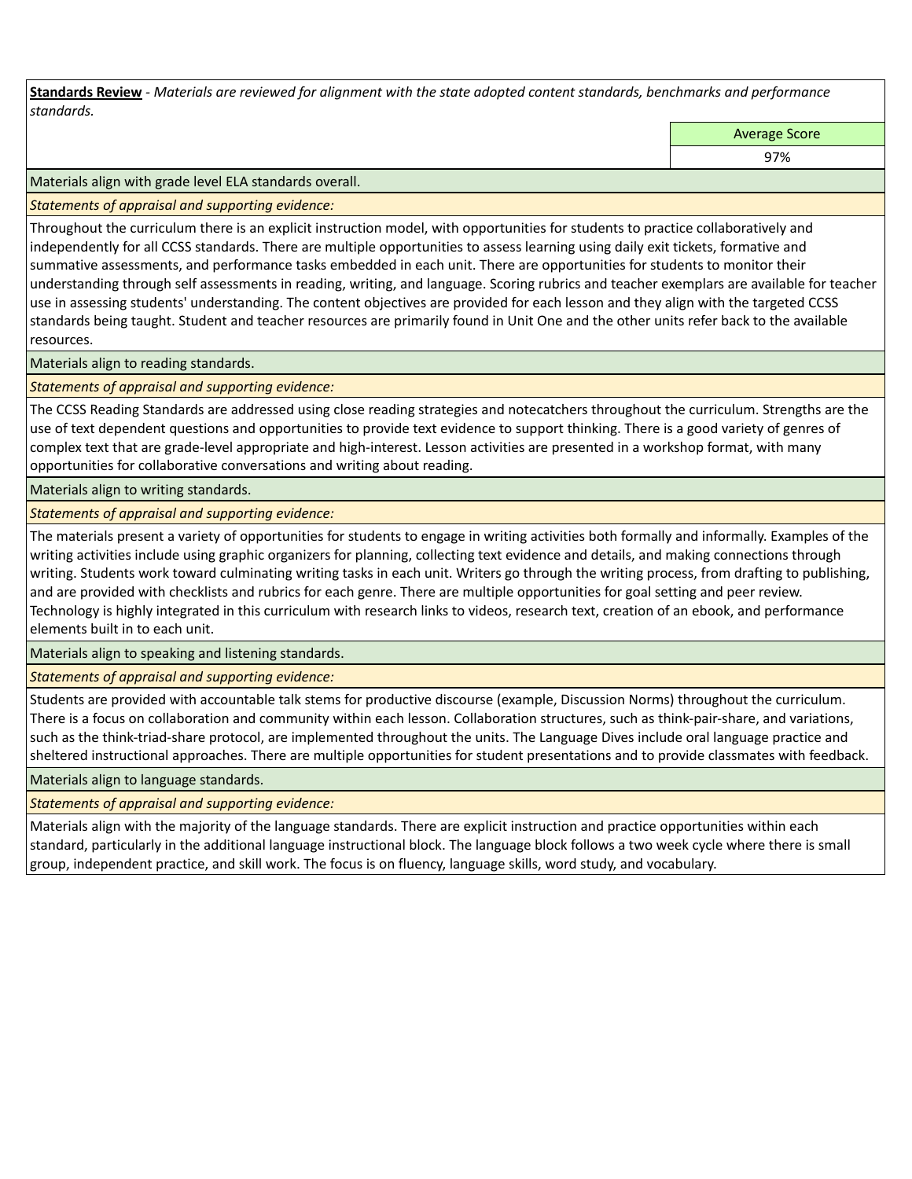**Standards Review** - *Materials are reviewed for alignment with the state adopted content standards, benchmarks and performance standards.*

| | Average Score |
|---|---|
| | 97% |

Materials align with grade level ELA standards overall.

*Statements of appraisal and supporting evidence:*

Throughout the curriculum there is an explicit instruction model, with opportunities for students to practice collaboratively and independently for all CCSS standards. There are multiple opportunities to assess learning using daily exit tickets, formative and summative assessments, and performance tasks embedded in each unit. There are opportunities for students to monitor their understanding through self assessments in reading, writing, and language. Scoring rubrics and teacher exemplars are available for teacher use in assessing students' understanding. The content objectives are provided for each lesson and they align with the targeted CCSS standards being taught. Student and teacher resources are primarily found in Unit One and the other units refer back to the available resources.

Materials align to reading standards.

*Statements of appraisal and supporting evidence:*

The CCSS Reading Standards are addressed using close reading strategies and notecatchers throughout the curriculum. Strengths are the use of text dependent questions and opportunities to provide text evidence to support thinking. There is a good variety of genres of complex text that are grade-level appropriate and high-interest. Lesson activities are presented in a workshop format, with many opportunities for collaborative conversations and writing about reading.

Materials align to writing standards.

*Statements of appraisal and supporting evidence:*

The materials present a variety of opportunities for students to engage in writing activities both formally and informally. Examples of the writing activities include using graphic organizers for planning, collecting text evidence and details, and making connections through writing. Students work toward culminating writing tasks in each unit. Writers go through the writing process, from drafting to publishing, and are provided with checklists and rubrics for each genre. There are multiple opportunities for goal setting and peer review. Technology is highly integrated in this curriculum with research links to videos, research text, creation of an ebook, and performance elements built in to each unit.

Materials align to speaking and listening standards.

*Statements of appraisal and supporting evidence:*

Students are provided with accountable talk stems for productive discourse (example, Discussion Norms) throughout the curriculum. There is a focus on collaboration and community within each lesson. Collaboration structures, such as think-pair-share, and variations, such as the think-triad-share protocol, are implemented throughout the units. The Language Dives include oral language practice and sheltered instructional approaches. There are multiple opportunities for student presentations and to provide classmates with feedback.

Materials align to language standards.

*Statements of appraisal and supporting evidence:*

Materials align with the majority of the language standards. There are explicit instruction and practice opportunities within each standard, particularly in the additional language instructional block. The language block follows a two week cycle where there is small group, independent practice, and skill work. The focus is on fluency, language skills, word study, and vocabulary.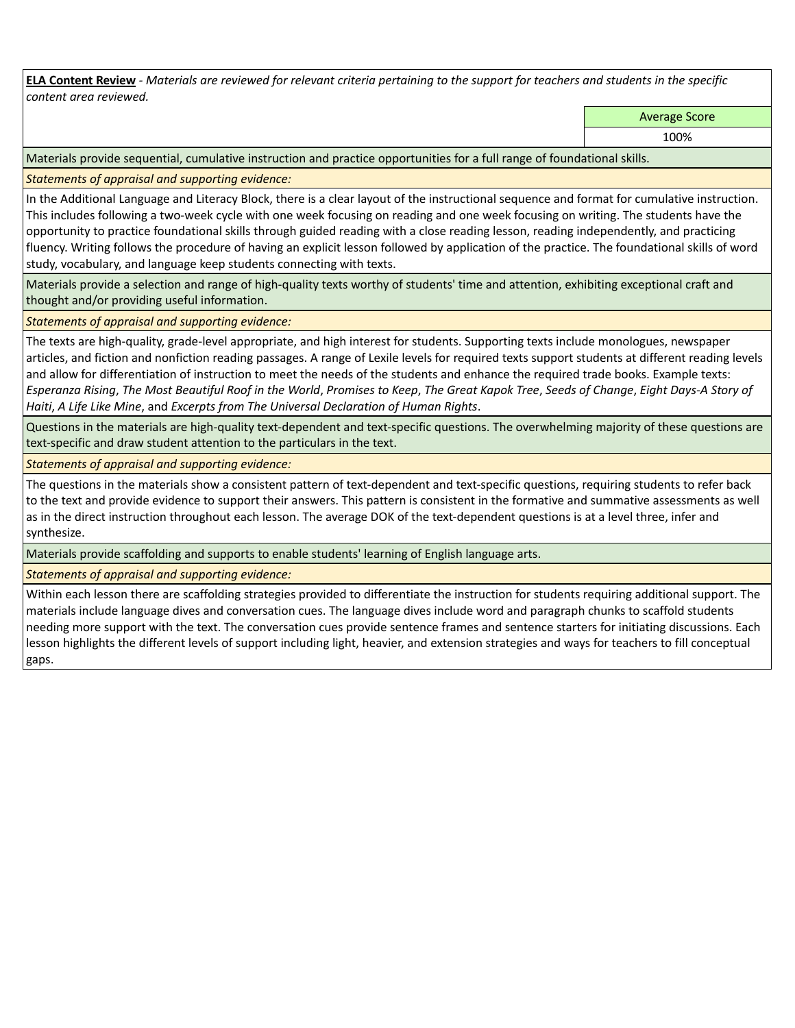**ELA Content Review** - *Materials are reviewed for relevant criteria pertaining to the support for teachers and students in the specific content area reviewed.*

| | Average Score |
|---|---|
| | 100% |

Materials provide sequential, cumulative instruction and practice opportunities for a full range of foundational skills.

*Statements of appraisal and supporting evidence:*

In the Additional Language and Literacy Block, there is a clear layout of the instructional sequence and format for cumulative instruction. This includes following a two-week cycle with one week focusing on reading and one week focusing on writing. The students have the opportunity to practice foundational skills through guided reading with a close reading lesson, reading independently, and practicing fluency. Writing follows the procedure of having an explicit lesson followed by application of the practice. The foundational skills of word study, vocabulary, and language keep students connecting with texts.

Materials provide a selection and range of high-quality texts worthy of students' time and attention, exhibiting exceptional craft and thought and/or providing useful information.

*Statements of appraisal and supporting evidence:*

The texts are high-quality, grade-level appropriate, and high interest for students. Supporting texts include monologues, newspaper articles, and fiction and nonfiction reading passages. A range of Lexile levels for required texts support students at different reading levels and allow for differentiation of instruction to meet the needs of the students and enhance the required trade books. Example texts: *Esperanza Rising*, *The Most Beautiful Roof in the World*, *Promises to Keep*, *The Great Kapok Tree*, *Seeds of Change*, *Eight Days-A Story of Haiti*, *A Life Like Mine*, and *Excerpts from The Universal Declaration of Human Rights*.

Questions in the materials are high-quality text-dependent and text-specific questions. The overwhelming majority of these questions are text-specific and draw student attention to the particulars in the text.

*Statements of appraisal and supporting evidence:*

The questions in the materials show a consistent pattern of text-dependent and text-specific questions, requiring students to refer back to the text and provide evidence to support their answers. This pattern is consistent in the formative and summative assessments as well as in the direct instruction throughout each lesson. The average DOK of the text-dependent questions is at a level three, infer and synthesize.

Materials provide scaffolding and supports to enable students' learning of English language arts.

*Statements of appraisal and supporting evidence:*

Within each lesson there are scaffolding strategies provided to differentiate the instruction for students requiring additional support. The materials include language dives and conversation cues. The language dives include word and paragraph chunks to scaffold students needing more support with the text. The conversation cues provide sentence frames and sentence starters for initiating discussions. Each lesson highlights the different levels of support including light, heavier, and extension strategies and ways for teachers to fill conceptual gaps.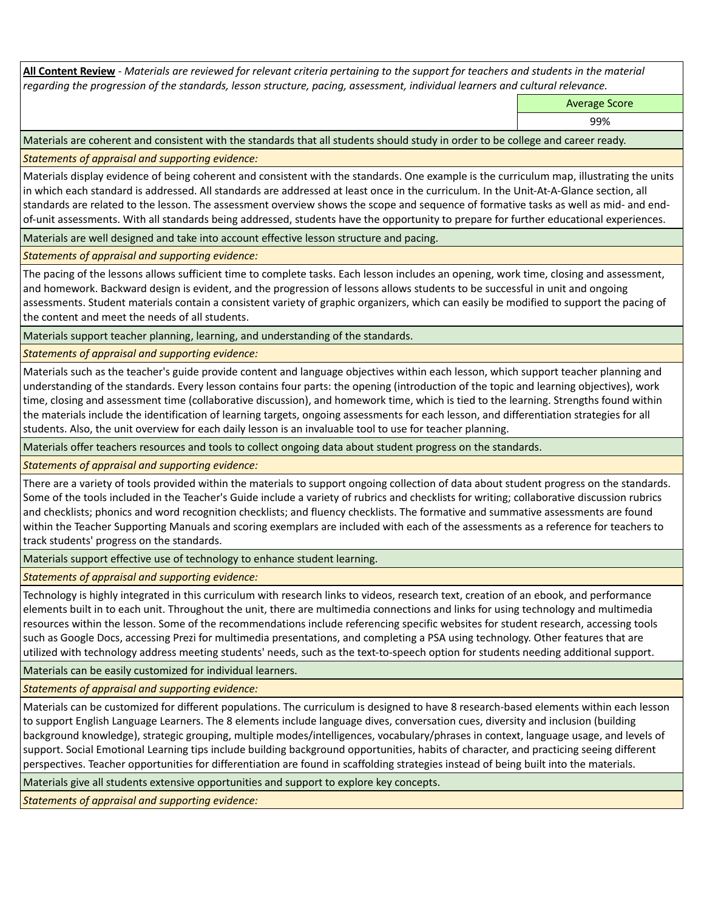**All Content Review** - *Materials are reviewed for relevant criteria pertaining to the support for teachers and students in the material regarding the progression of the standards, lesson structure, pacing, assessment, individual learners and cultural relevance.*

| | Average Score |
|---|---|
| | 99% |

Materials are coherent and consistent with the standards that all students should study in order to be college and career ready.

*Statements of appraisal and supporting evidence:*

Materials display evidence of being coherent and consistent with the standards. One example is the curriculum map, illustrating the units in which each standard is addressed. All standards are addressed at least once in the curriculum. In the Unit-At-A-Glance section, all standards are related to the lesson. The assessment overview shows the scope and sequence of formative tasks as well as mid- and end-of-unit assessments. With all standards being addressed, students have the opportunity to prepare for further educational experiences.

Materials are well designed and take into account effective lesson structure and pacing.

*Statements of appraisal and supporting evidence:*

The pacing of the lessons allows sufficient time to complete tasks. Each lesson includes an opening, work time, closing and assessment, and homework. Backward design is evident, and the progression of lessons allows students to be successful in unit and ongoing assessments. Student materials contain a consistent variety of graphic organizers, which can easily be modified to support the pacing of the content and meet the needs of all students.

Materials support teacher planning, learning, and understanding of the standards.

*Statements of appraisal and supporting evidence:*

Materials such as the teacher's guide provide content and language objectives within each lesson, which support teacher planning and understanding of the standards. Every lesson contains four parts: the opening (introduction of the topic and learning objectives), work time, closing and assessment time (collaborative discussion), and homework time, which is tied to the learning. Strengths found within the materials include the identification of learning targets, ongoing assessments for each lesson, and differentiation strategies for all students. Also, the unit overview for each daily lesson is an invaluable tool to use for teacher planning.

Materials offer teachers resources and tools to collect ongoing data about student progress on the standards.

*Statements of appraisal and supporting evidence:*

There are a variety of tools provided within the materials to support ongoing collection of data about student progress on the standards. Some of the tools included in the Teacher's Guide include a variety of rubrics and checklists for writing; collaborative discussion rubrics and checklists; phonics and word recognition checklists; and fluency checklists. The formative and summative assessments are found within the Teacher Supporting Manuals and scoring exemplars are included with each of the assessments as a reference for teachers to track students' progress on the standards.

Materials support effective use of technology to enhance student learning.

*Statements of appraisal and supporting evidence:*

Technology is highly integrated in this curriculum with research links to videos, research text, creation of an ebook, and performance elements built in to each unit. Throughout the unit, there are multimedia connections and links for using technology and multimedia resources within the lesson. Some of the recommendations include referencing specific websites for student research, accessing tools such as Google Docs, accessing Prezi for multimedia presentations, and completing a PSA using technology. Other features that are utilized with technology address meeting students' needs, such as the text-to-speech option for students needing additional support.

Materials can be easily customized for individual learners.

*Statements of appraisal and supporting evidence:*

Materials can be customized for different populations. The curriculum is designed to have 8 research-based elements within each lesson to support English Language Learners. The 8 elements include language dives, conversation cues, diversity and inclusion (building background knowledge), strategic grouping, multiple modes/intelligences, vocabulary/phrases in context, language usage, and levels of support. Social Emotional Learning tips include building background opportunities, habits of character, and practicing seeing different perspectives. Teacher opportunities for differentiation are found in scaffolding strategies instead of being built into the materials.

Materials give all students extensive opportunities and support to explore key concepts.

*Statements of appraisal and supporting evidence:*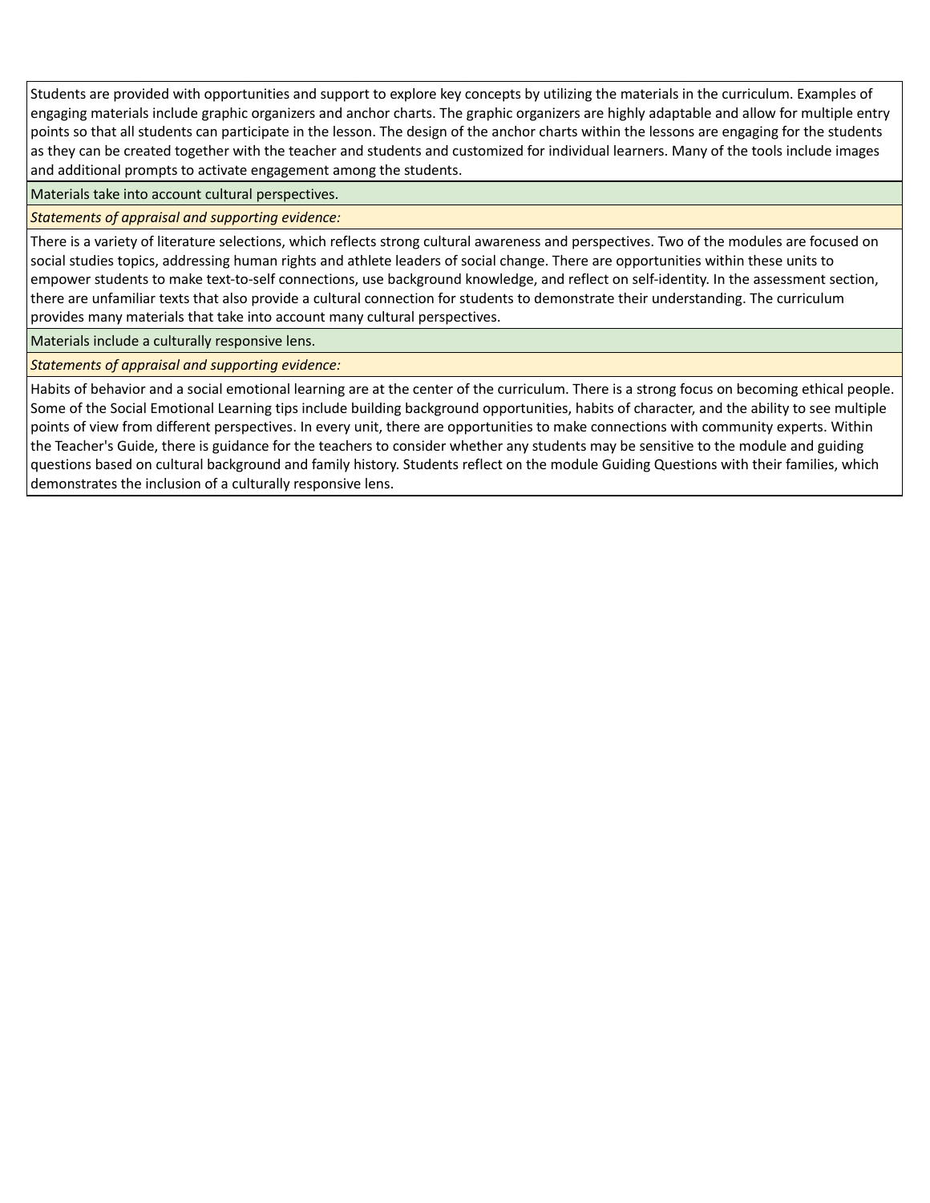| |
|---|
| Students are provided with opportunities and support to explore key concepts by utilizing the materials in the curriculum. Examples of engaging materials include graphic organizers and anchor charts. The graphic organizers are highly adaptable and allow for multiple entry points so that all students can participate in the lesson. The design of the anchor charts within the lessons are engaging for the students as they can be created together with the teacher and students and customized for individual learners. Many of the tools include images and additional prompts to activate engagement among the students. |
| Materials take into account cultural perspectives. |
| *Statements of appraisal and supporting evidence:* |
| There is a variety of literature selections, which reflects strong cultural awareness and perspectives. Two of the modules are focused on social studies topics, addressing human rights and athlete leaders of social change. There are opportunities within these units to empower students to make text-to-self connections, use background knowledge, and reflect on self-identity. In the assessment section, there are unfamiliar texts that also provide a cultural connection for students to demonstrate their understanding. The curriculum provides many materials that take into account many cultural perspectives. |
| Materials include a culturally responsive lens. |
| *Statements of appraisal and supporting evidence:* |
| Habits of behavior and a social emotional learning are at the center of the curriculum. There is a strong focus on becoming ethical people. Some of the Social Emotional Learning tips include building background opportunities, habits of character, and the ability to see multiple points of view from different perspectives. In every unit, there are opportunities to make connections with community experts. Within the Teacher's Guide, there is guidance for the teachers to consider whether any students may be sensitive to the module and guiding questions based on cultural background and family history. Students reflect on the module Guiding Questions with their families, which demonstrates the inclusion of a culturally responsive lens. |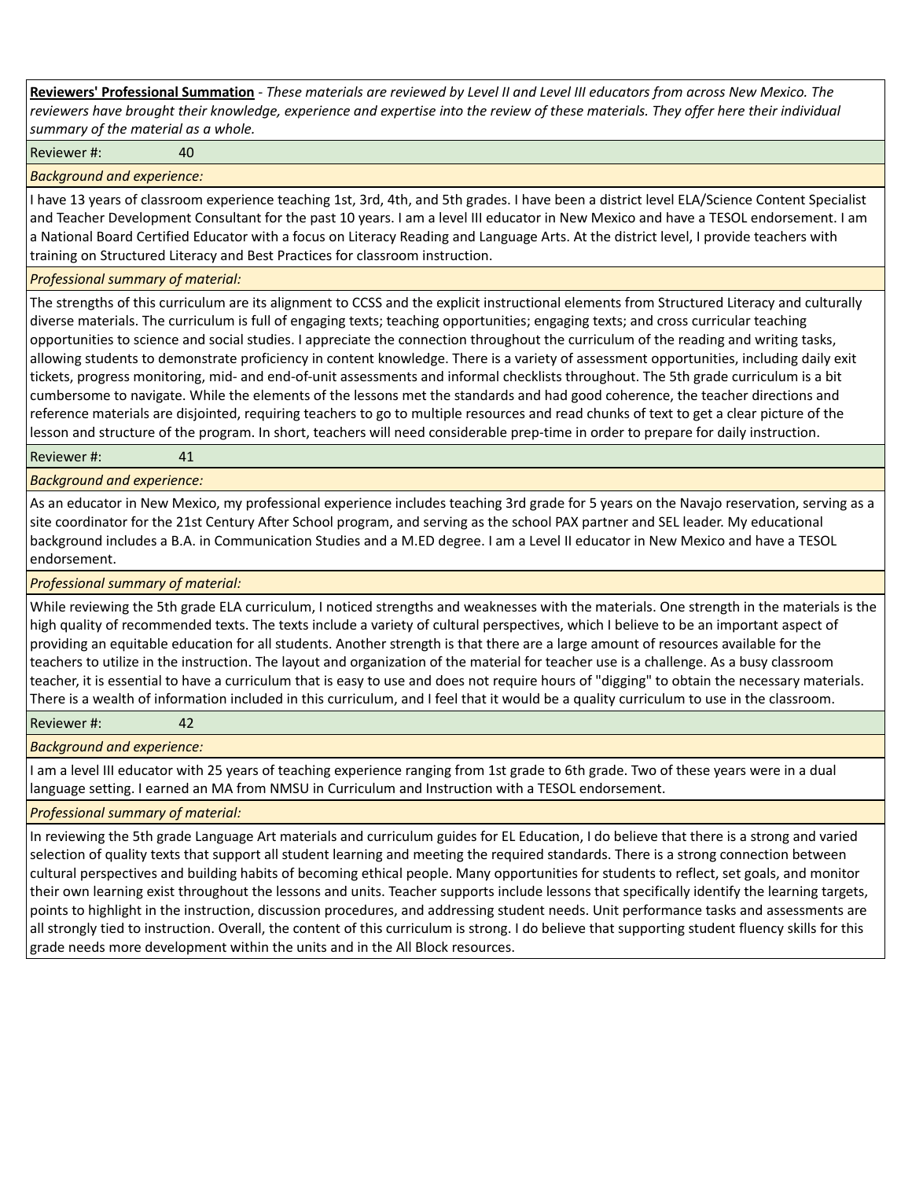**Reviewers' Professional Summation** - *These materials are reviewed by Level II and Level III educators from across New Mexico. The reviewers have brought their knowledge, experience and expertise into the review of these materials. They offer here their individual summary of the material as a whole.*

Reviewer #: 40

*Background and experience:*

I have 13 years of classroom experience teaching 1st, 3rd, 4th, and 5th grades. I have been a district level ELA/Science Content Specialist and Teacher Development Consultant for the past 10 years. I am a level III educator in New Mexico and have a TESOL endorsement. I am a National Board Certified Educator with a focus on Literacy Reading and Language Arts. At the district level, I provide teachers with training on Structured Literacy and Best Practices for classroom instruction.

*Professional summary of material:*

The strengths of this curriculum are its alignment to CCSS and the explicit instructional elements from Structured Literacy and culturally diverse materials. The curriculum is full of engaging texts; teaching opportunities; engaging texts; and cross curricular teaching opportunities to science and social studies. I appreciate the connection throughout the curriculum of the reading and writing tasks, allowing students to demonstrate proficiency in content knowledge. There is a variety of assessment opportunities, including daily exit tickets, progress monitoring, mid- and end-of-unit assessments and informal checklists throughout. The 5th grade curriculum is a bit cumbersome to navigate. While the elements of the lessons met the standards and had good coherence, the teacher directions and reference materials are disjointed, requiring teachers to go to multiple resources and read chunks of text to get a clear picture of the lesson and structure of the program. In short, teachers will need considerable prep-time in order to prepare for daily instruction.

Reviewer #: 41

*Background and experience:*

As an educator in New Mexico, my professional experience includes teaching 3rd grade for 5 years on the Navajo reservation, serving as a site coordinator for the 21st Century After School program, and serving as the school PAX partner and SEL leader. My educational background includes a B.A. in Communication Studies and a M.ED degree. I am a Level II educator in New Mexico and have a TESOL endorsement.

*Professional summary of material:*

While reviewing the 5th grade ELA curriculum, I noticed strengths and weaknesses with the materials. One strength in the materials is the high quality of recommended texts. The texts include a variety of cultural perspectives, which I believe to be an important aspect of providing an equitable education for all students. Another strength is that there are a large amount of resources available for the teachers to utilize in the instruction. The layout and organization of the material for teacher use is a challenge. As a busy classroom teacher, it is essential to have a curriculum that is easy to use and does not require hours of "digging" to obtain the necessary materials. There is a wealth of information included in this curriculum, and I feel that it would be a quality curriculum to use in the classroom.

Reviewer #: 42

*Background and experience:*

I am a level III educator with 25 years of teaching experience ranging from 1st grade to 6th grade. Two of these years were in a dual language setting. I earned an MA from NMSU in Curriculum and Instruction with a TESOL endorsement.

*Professional summary of material:*

In reviewing the 5th grade Language Art materials and curriculum guides for EL Education, I do believe that there is a strong and varied selection of quality texts that support all student learning and meeting the required standards. There is a strong connection between cultural perspectives and building habits of becoming ethical people. Many opportunities for students to reflect, set goals, and monitor their own learning exist throughout the lessons and units. Teacher supports include lessons that specifically identify the learning targets, points to highlight in the instruction, discussion procedures, and addressing student needs. Unit performance tasks and assessments are all strongly tied to instruction. Overall, the content of this curriculum is strong. I do believe that supporting student fluency skills for this grade needs more development within the units and in the All Block resources.